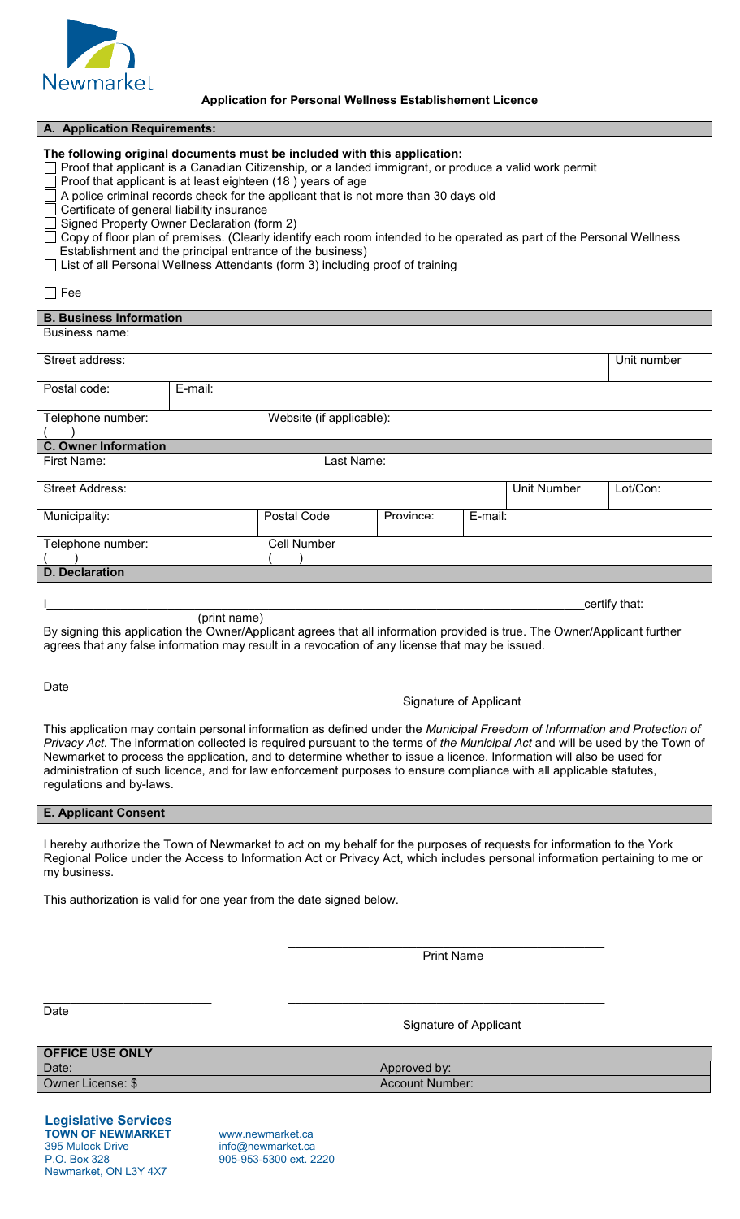Newmarket

## Application for Personal Wellness Establishement Licence

### A. Application Requirements:

**The following original documents must be included with this application:**

- ☐ Proof that applicant is a Canadian Citizenship, or a landed immigrant, or produce a valid work permit
- ☐ Proof that applicant is at least eighteen (18 ) years of age
- ☐ A police criminal records check for the applicant that is not more than 30 days old
- ☐ Certificate of general liability insurance
- ☐ Signed Property Owner Declaration (form 2)
- ☐ Copy of floor plan of premises. (Clearly identify each room intended to be operated as part of the Personal Wellness Establishment and the principal entrance of the business)
- ☐ List of all Personal Wellness Attendants (form 3) including proof of training

☐ Fee

### B. Business Information

| Business name: | | |
|---|---|---|
| Street address: | | Unit number |
| Postal code: | E-mail: | |
| Telephone number: ( ) | Website (if applicable): | |

### C. Owner Information

| First Name: | | Last Name: | | | |
|---|---|---|---|---|---|
| Street Address: | | | | Unit Number | Lot/Con: |
| Municipality: | Postal Code | Province: | E-mail: | | |
| Telephone number: ( ) | Cell Number ( ) | | | | |

### D. Declaration

I________________________________________________________________certify that:
(print name)

By signing this application the Owner/Applicant agrees that all information provided is true. The Owner/Applicant further agrees that any false information may result in a revocation of any license that may be issued.

____________________________ ________________________________________________
Date Signature of Applicant

This application may contain personal information as defined under the *Municipal Freedom of Information and Protection of Privacy Act*. The information collected is required pursuant to the terms of *the Municipal Act* and will be used by the Town of Newmarket to process the application, and to determine whether to issue a licence. Information will also be used for administration of such licence, and for law enforcement purposes to ensure compliance with all applicable statutes, regulations and by-laws.

### E. Applicant Consent

I hereby authorize the Town of Newmarket to act on my behalf for the purposes of requests for information to the York Regional Police under the Access to Information Act or Privacy Act, which includes personal information pertaining to me or my business.

This authorization is valid for one year from the date signed below.

________________________________________________
Print Name

____________________________ ________________________________________________
Date Signature of Applicant

| OFFICE USE ONLY | |
|---|---|
| Date: | Approved by: |
| Owner License: $ | Account Number: |

**Legislative Services**
**TOWN OF NEWMARKET**
395 Mulock Drive
P.O. Box 328
Newmarket, ON L3Y 4X7

www.newmarket.ca
info@newmarket.ca
905-953-5300 ext. 2220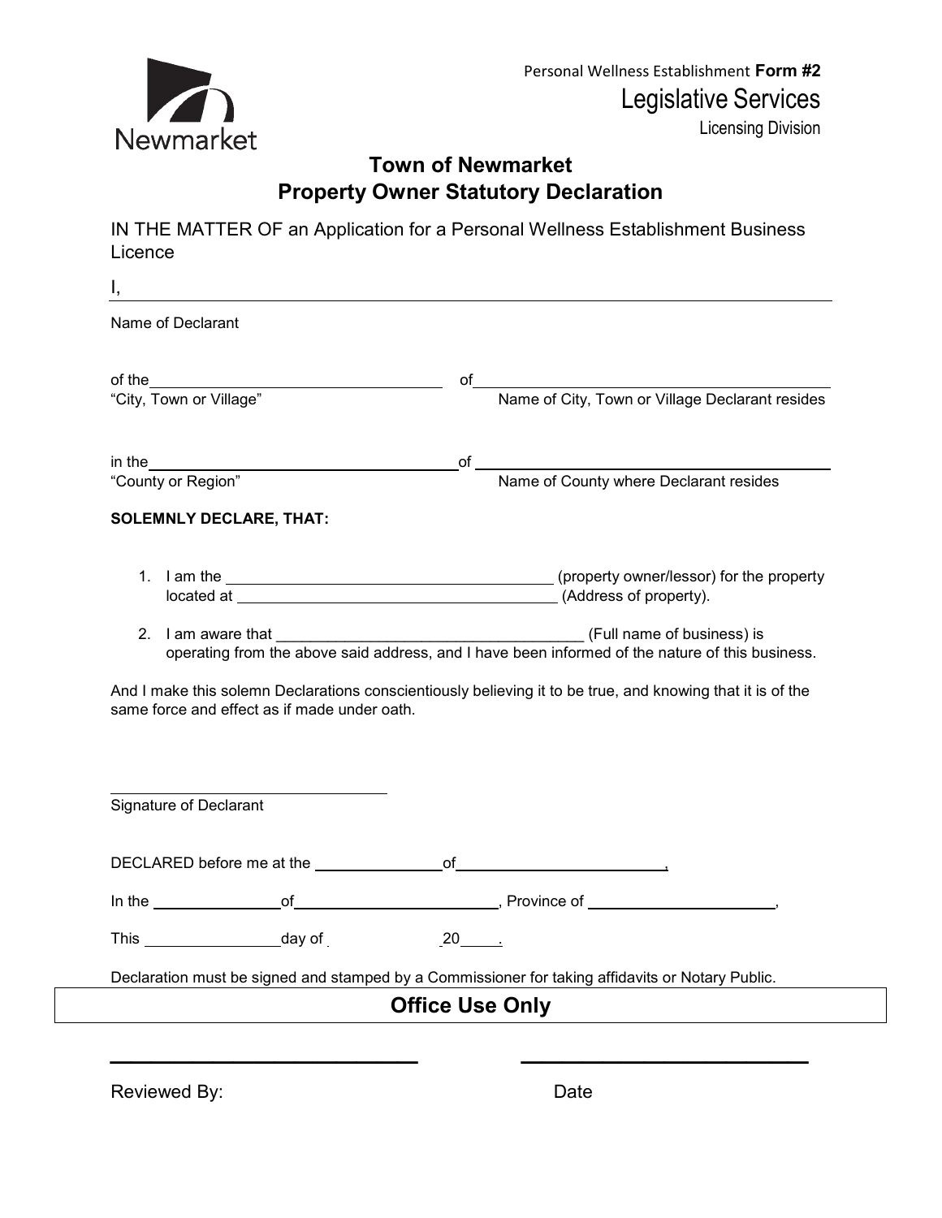Personal Wellness Establishment **Form #2**

Legislative Services

Licensing Division

# Town of Newmarket
## Property Owner Statutory Declaration

IN THE MATTER OF an Application for a Personal Wellness Establishment Business Licence

I, ______________________________________________________________

Name of Declarant

of the ______________________________ of ______________________________

"City, Town or Village" Name of City, Town or Village Declarant resides

in the ______________________________ of ______________________________

"County or Region" Name of County where Declarant resides

**SOLEMNLY DECLARE, THAT:**

1. I am the ______________________________ (property owner/lessor) for the property located at ______________________________ (Address of property).
2. I am aware that ______________________________ (Full name of business) is operating from the above said address, and I have been informed of the nature of this business.

And I make this solemn Declarations conscientiously believing it to be true, and knowing that it is of the same force and effect as if made under oath.

______________________________

Signature of Declarant

DECLARED before me at the ______________ of ______________________,

In the ______________ of ______________________, Province of ____________________,

This ______________ day of ______________ 20____.

Declaration must be signed and stamped by a Commissioner for taking affidavits or Notary Public.

## Office Use Only

______________________________ ______________________________

Reviewed By: Date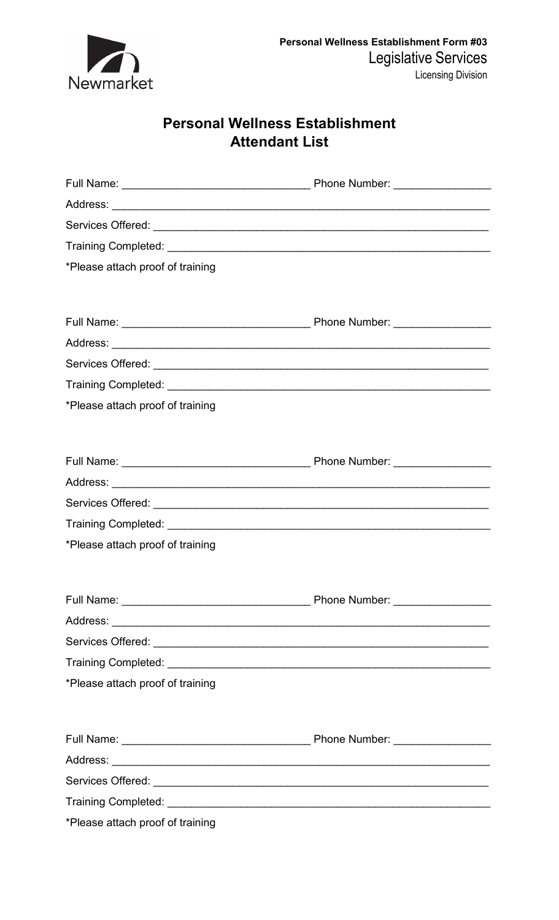Newmarket

**Personal Wellness Establishment Form #03**
Legislative Services
Licensing Division

## Personal Wellness Establishment Attendant List

Full Name: ______________________________ Phone Number: ________________

Address: ______________________________________________________________

Services Offered: ________________________________________________________

Training Completed: ______________________________________________________

*Please attach proof of training

Full Name: ______________________________ Phone Number: ________________

Address: ______________________________________________________________

Services Offered: ________________________________________________________

Training Completed: ______________________________________________________

*Please attach proof of training

Full Name: ______________________________ Phone Number: ________________

Address: ______________________________________________________________

Services Offered: ________________________________________________________

Training Completed: ______________________________________________________

*Please attach proof of training

Full Name: ______________________________ Phone Number: ________________

Address: ______________________________________________________________

Services Offered: ________________________________________________________

Training Completed: ______________________________________________________

*Please attach proof of training

Full Name: ______________________________ Phone Number: ________________

Address: ______________________________________________________________

Services Offered: ________________________________________________________

Training Completed: ______________________________________________________

*Please attach proof of training